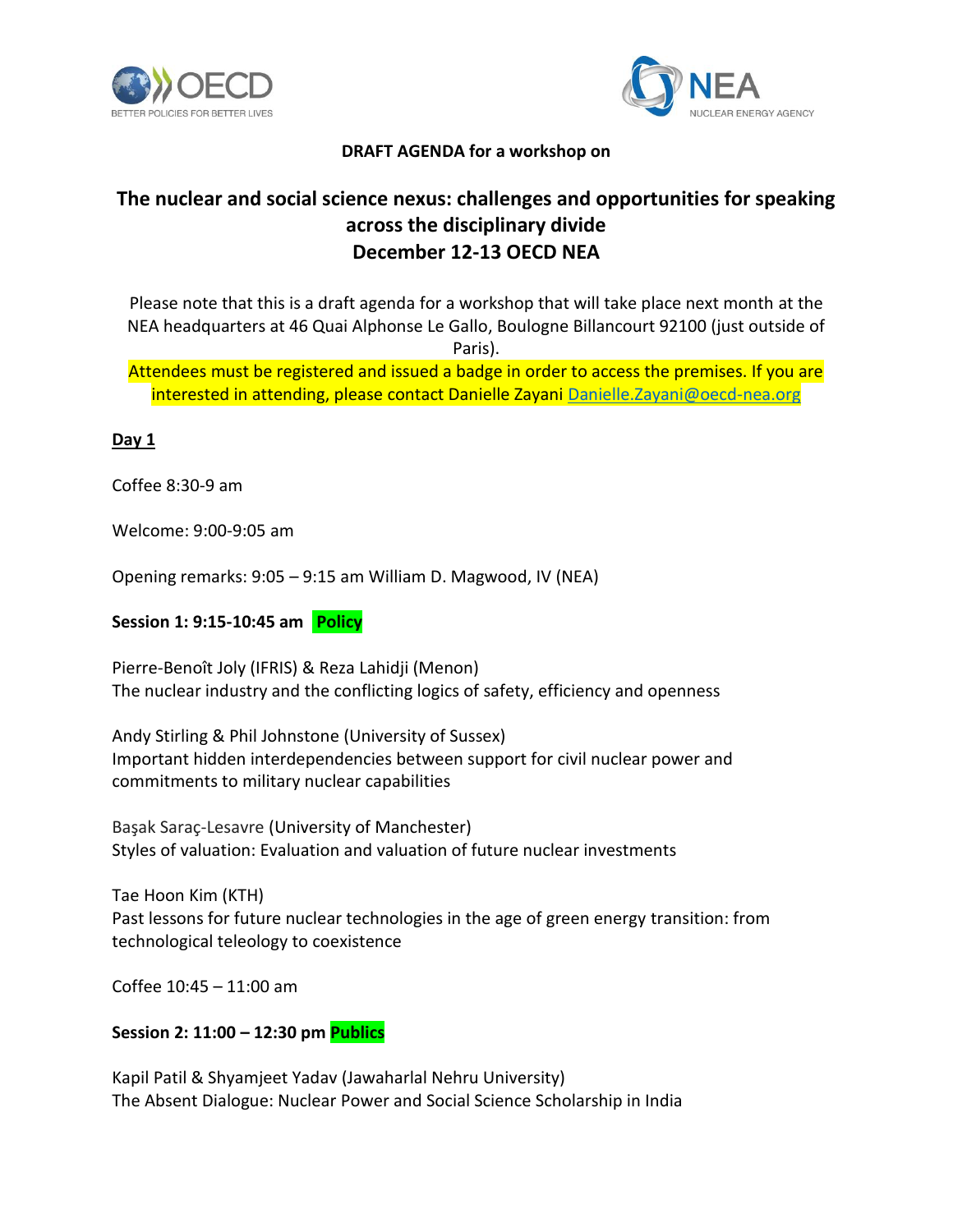**DRAFT AGENDA for a workshop on**

# The nuclear and social science nexus: challenges and opportunities for speaking across the disciplinary divide
# December 12-13 OECD NEA

Please note that this is a draft agenda for a workshop that will take place next month at the NEA headquarters at 46 Quai Alphonse Le Gallo, Boulogne Billancourt 92100 (just outside of Paris).

Attendees must be registered and issued a badge in order to access the premises. If you are interested in attending, please contact Danielle Zayani Danielle.Zayani@oecd-nea.org

## Day 1

Coffee 8:30-9 am

Welcome: 9:00-9:05 am

Opening remarks: 9:05 – 9:15 am William D. Magwood, IV (NEA)

**Session 1: 9:15-10:45 am Policy**

Pierre-Benoît Joly (IFRIS) & Reza Lahidji (Menon)
The nuclear industry and the conflicting logics of safety, efficiency and openness

Andy Stirling & Phil Johnstone (University of Sussex)
Important hidden interdependencies between support for civil nuclear power and commitments to military nuclear capabilities

Başak Saraç-Lesavre (University of Manchester)
Styles of valuation: Evaluation and valuation of future nuclear investments

Tae Hoon Kim (KTH)
Past lessons for future nuclear technologies in the age of green energy transition: from technological teleology to coexistence

Coffee 10:45 – 11:00 am

**Session 2: 11:00 – 12:30 pm Publics**

Kapil Patil & Shyamjeet Yadav (Jawaharlal Nehru University)
The Absent Dialogue: Nuclear Power and Social Science Scholarship in India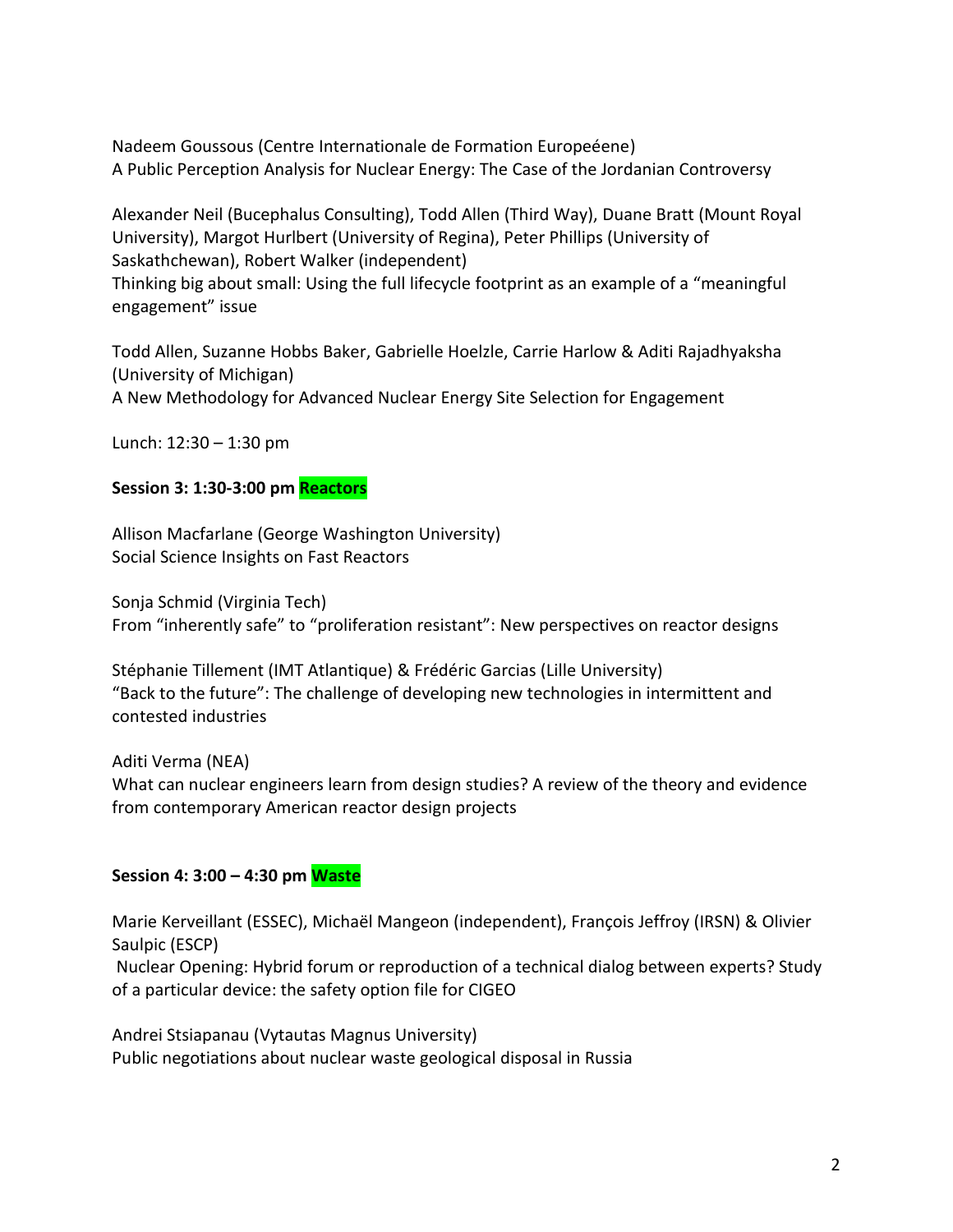Nadeem Goussous (Centre Internationale de Formation Europeéene)
A Public Perception Analysis for Nuclear Energy: The Case of the Jordanian Controversy

Alexander Neil (Bucephalus Consulting), Todd Allen (Third Way), Duane Bratt (Mount Royal University), Margot Hurlbert (University of Regina), Peter Phillips (University of Saskathchewan), Robert Walker (independent)
Thinking big about small: Using the full lifecycle footprint as an example of a "meaningful engagement" issue

Todd Allen, Suzanne Hobbs Baker, Gabrielle Hoelzle, Carrie Harlow & Aditi Rajadhyaksha (University of Michigan)
A New Methodology for Advanced Nuclear Energy Site Selection for Engagement

Lunch: 12:30 – 1:30 pm

**Session 3: 1:30-3:00 pm Reactors**

Allison Macfarlane (George Washington University)
Social Science Insights on Fast Reactors

Sonja Schmid (Virginia Tech)
From "inherently safe" to "proliferation resistant": New perspectives on reactor designs

Stéphanie Tillement (IMT Atlantique) & Frédéric Garcias (Lille University)
"Back to the future": The challenge of developing new technologies in intermittent and contested industries

Aditi Verma (NEA)
What can nuclear engineers learn from design studies? A review of the theory and evidence from contemporary American reactor design projects

**Session 4: 3:00 – 4:30 pm Waste**

Marie Kerveillant (ESSEC), Michaël Mangeon (independent), François Jeffroy (IRSN) & Olivier Saulpic (ESCP)
Nuclear Opening: Hybrid forum or reproduction of a technical dialog between experts? Study of a particular device: the safety option file for CIGEO

Andrei Stsiapanau (Vytautas Magnus University)
Public negotiations about nuclear waste geological disposal in Russia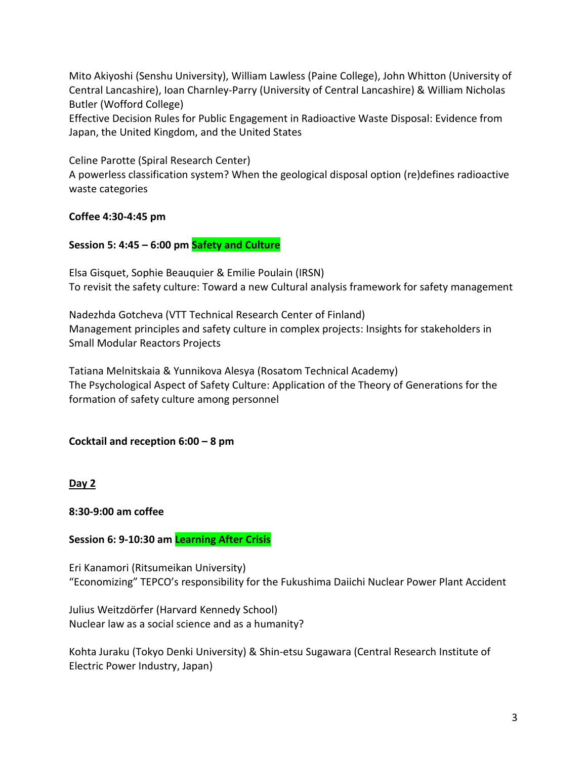Mito Akiyoshi (Senshu University), William Lawless (Paine College), John Whitton (University of Central Lancashire), Ioan Charnley-Parry (University of Central Lancashire) & William Nicholas Butler (Wofford College)
Effective Decision Rules for Public Engagement in Radioactive Waste Disposal: Evidence from Japan, the United Kingdom, and the United States

Celine Parotte (Spiral Research Center)
A powerless classification system? When the geological disposal option (re)defines radioactive waste categories

**Coffee 4:30-4:45 pm**

**Session 5: 4:45 – 6:00 pm Safety and Culture**

Elsa Gisquet, Sophie Beauquier & Emilie Poulain (IRSN)
To revisit the safety culture: Toward a new Cultural analysis framework for safety management

Nadezhda Gotcheva (VTT Technical Research Center of Finland)
Management principles and safety culture in complex projects: Insights for stakeholders in Small Modular Reactors Projects

Tatiana Melnitskaia & Yunnikova Alesya (Rosatom Technical Academy)
The Psychological Aspect of Safety Culture: Application of the Theory of Generations for the formation of safety culture among personnel

**Cocktail and reception 6:00 – 8 pm**

## Day 2

**8:30-9:00 am coffee**

**Session 6: 9-10:30 am Learning After Crisis**

Eri Kanamori (Ritsumeikan University)
"Economizing" TEPCO's responsibility for the Fukushima Daiichi Nuclear Power Plant Accident

Julius Weitzdörfer (Harvard Kennedy School)
Nuclear law as a social science and as a humanity?

Kohta Juraku (Tokyo Denki University) & Shin-etsu Sugawara (Central Research Institute of Electric Power Industry, Japan)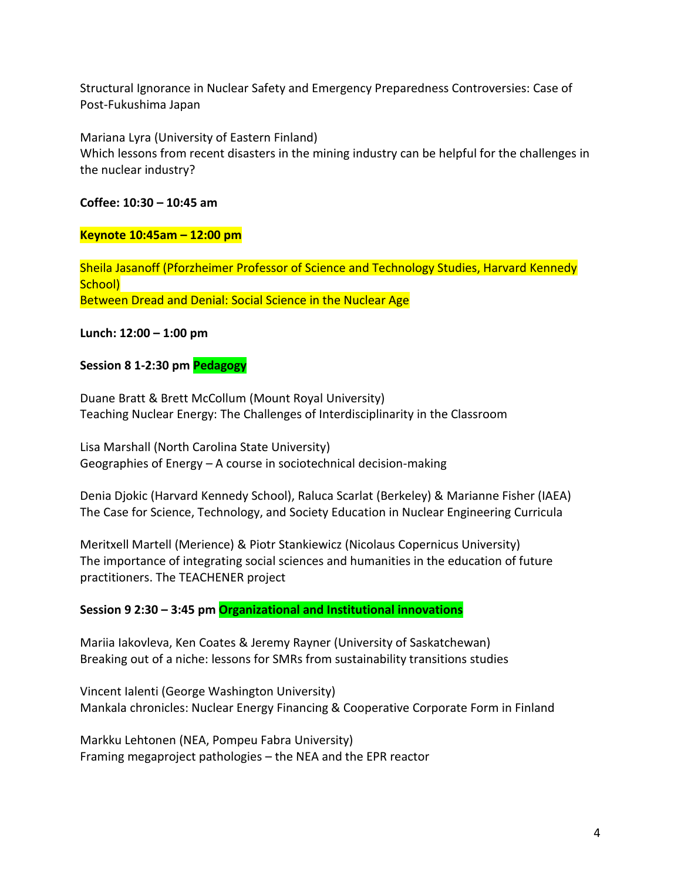Structural Ignorance in Nuclear Safety and Emergency Preparedness Controversies: Case of Post-Fukushima Japan

Mariana Lyra (University of Eastern Finland)
Which lessons from recent disasters in the mining industry can be helpful for the challenges in the nuclear industry?

**Coffee: 10:30 – 10:45 am**

**Keynote 10:45am – 12:00 pm**

Sheila Jasanoff (Pforzheimer Professor of Science and Technology Studies, Harvard Kennedy School)
Between Dread and Denial: Social Science in the Nuclear Age

**Lunch: 12:00 – 1:00 pm**

**Session 8 1-2:30 pm Pedagogy**

Duane Bratt & Brett McCollum (Mount Royal University)
Teaching Nuclear Energy: The Challenges of Interdisciplinarity in the Classroom

Lisa Marshall (North Carolina State University)
Geographies of Energy – A course in sociotechnical decision-making

Denia Djokic (Harvard Kennedy School), Raluca Scarlat (Berkeley) & Marianne Fisher (IAEA)
The Case for Science, Technology, and Society Education in Nuclear Engineering Curricula

Meritxell Martell (Merience) & Piotr Stankiewicz (Nicolaus Copernicus University)
The importance of integrating social sciences and humanities in the education of future practitioners. The TEACHENER project

**Session 9 2:30 – 3:45 pm Organizational and Institutional innovations**

Mariia Iakovleva, Ken Coates & Jeremy Rayner (University of Saskatchewan)
Breaking out of a niche: lessons for SMRs from sustainability transitions studies

Vincent Ialenti (George Washington University)
Mankala chronicles: Nuclear Energy Financing & Cooperative Corporate Form in Finland

Markku Lehtonen (NEA, Pompeu Fabra University)
Framing megaproject pathologies – the NEA and the EPR reactor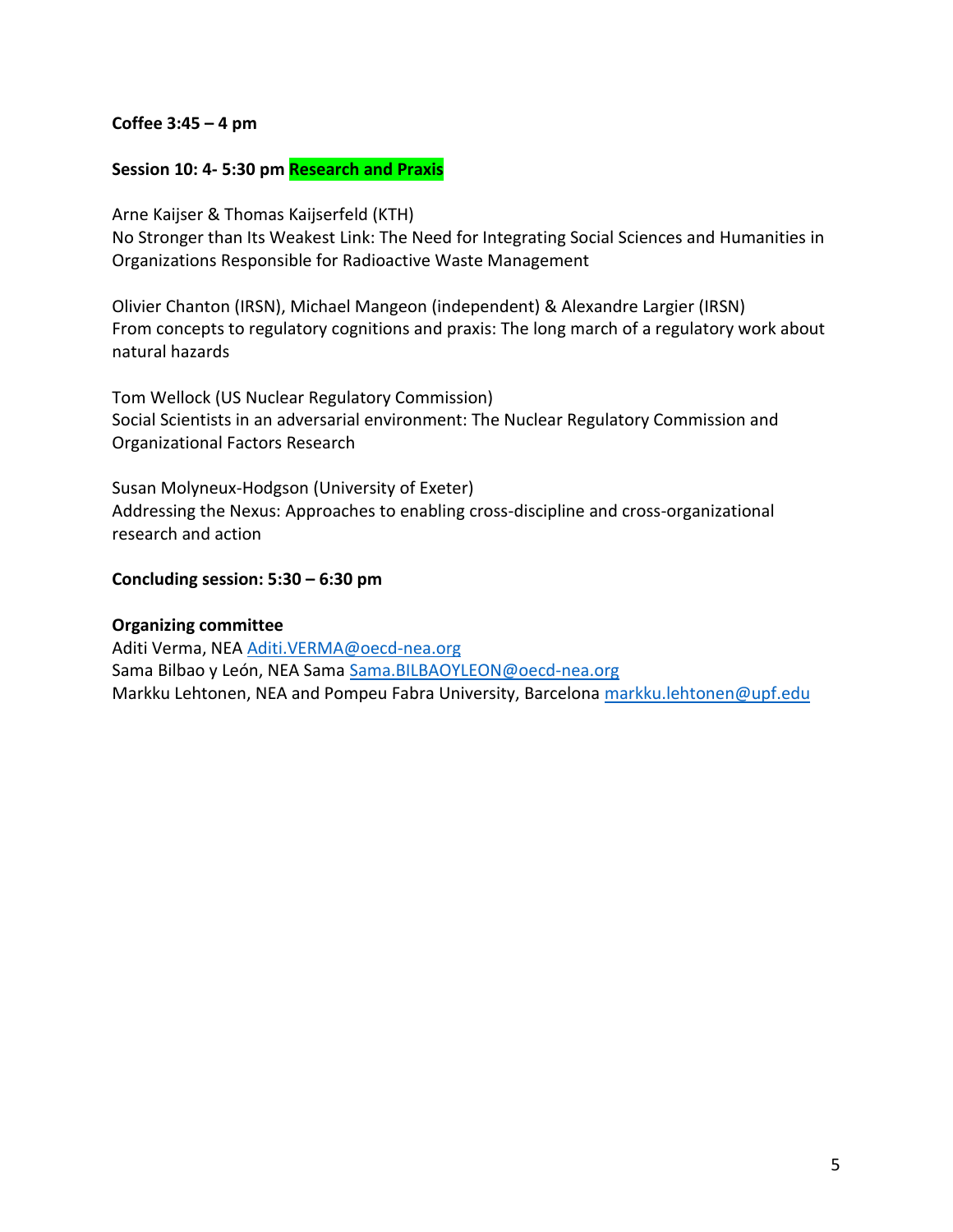**Coffee 3:45 – 4 pm**

**Session 10: 4- 5:30 pm Research and Praxis**

Arne Kaijser & Thomas Kaijserfeld (KTH)
No Stronger than Its Weakest Link: The Need for Integrating Social Sciences and Humanities in Organizations Responsible for Radioactive Waste Management

Olivier Chanton (IRSN), Michael Mangeon (independent) & Alexandre Largier (IRSN)
From concepts to regulatory cognitions and praxis: The long march of a regulatory work about natural hazards

Tom Wellock (US Nuclear Regulatory Commission)
Social Scientists in an adversarial environment: The Nuclear Regulatory Commission and Organizational Factors Research

Susan Molyneux-Hodgson (University of Exeter)
Addressing the Nexus: Approaches to enabling cross-discipline and cross-organizational research and action

**Concluding session: 5:30 – 6:30 pm**

**Organizing committee**
Aditi Verma, NEA Aditi.VERMA@oecd-nea.org
Sama Bilbao y León, NEA Sama Sama.BILBAOYLEON@oecd-nea.org
Markku Lehtonen, NEA and Pompeu Fabra University, Barcelona markku.lehtonen@upf.edu